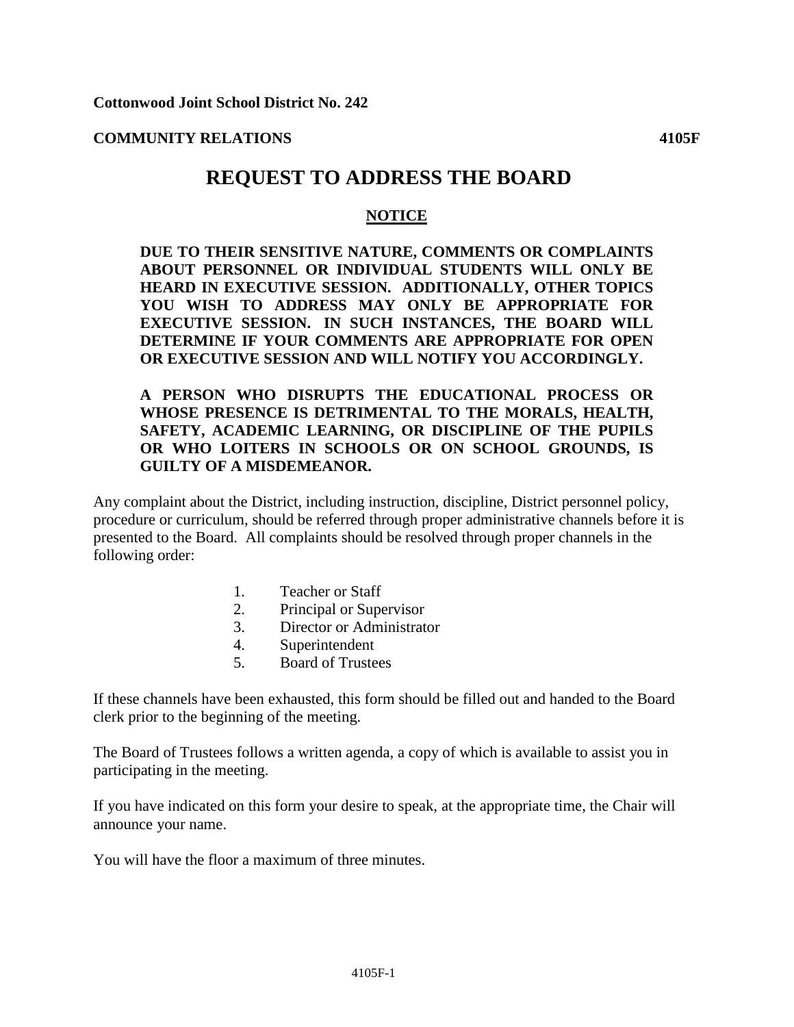**Cottonwood Joint School District No. 242**

**COMMUNITY RELATIONS** **4105F**

# REQUEST TO ADDRESS THE BOARD

## NOTICE

**DUE TO THEIR SENSITIVE NATURE, COMMENTS OR COMPLAINTS ABOUT PERSONNEL OR INDIVIDUAL STUDENTS WILL ONLY BE HEARD IN EXECUTIVE SESSION. ADDITIONALLY, OTHER TOPICS YOU WISH TO ADDRESS MAY ONLY BE APPROPRATE FOR EXECUTIVE SESSION. IN SUCH INSTANCES, THE BOARD WILL DETERMINE IF YOUR COMMENTS ARE APPROPRIATE FOR OPEN OR EXECUTIVE SESSION AND WILL NOTIFY YOU ACCORDINGLY.**

**A PERSON WHO DISRUPTS THE EDUCATIONAL PROCESS OR WHOSE PRESENCE IS DETRIMENTAL TO THE MORALS, HEALTH, SAFETY, ACADEMIC LEARNING, OR DISCIPLINE OF THE PUPILS OR WHO LOITERS IN SCHOOLS OR ON SCHOOL GROUNDS, IS GUILTY OF A MISDEMEANOR.**

Any complaint about the District, including instruction, discipline, District personnel policy, procedure or curriculum, should be referred through proper administrative channels before it is presented to the Board. All complaints should be resolved through proper channels in the following order:

1. Teacher or Staff
2. Principal or Supervisor
3. Director or Administrator
4. Superintendent
5. Board of Trustees

If these channels have been exhausted, this form should be filled out and handed to the Board clerk prior to the beginning of the meeting.

The Board of Trustees follows a written agenda, a copy of which is available to assist you in participating in the meeting.

If you have indicated on this form your desire to speak, at the appropriate time, the Chair will announce your name.

You will have the floor a maximum of three minutes.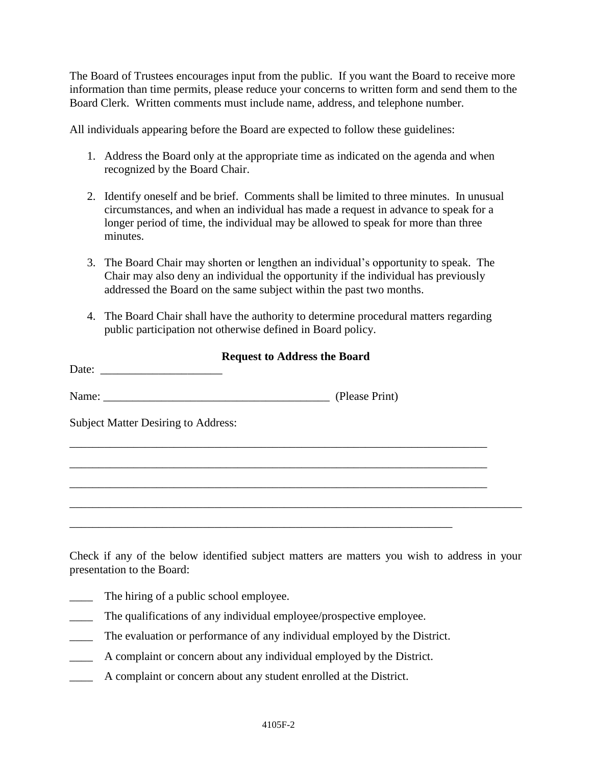The Board of Trustees encourages input from the public. If you want the Board to receive more information than time permits, please reduce your concerns to written form and send them to the Board Clerk. Written comments must include name, address, and telephone number.

All individuals appearing before the Board are expected to follow these guidelines:

1. Address the Board only at the appropriate time as indicated on the agenda and when recognized by the Board Chair.

2. Identify oneself and be brief. Comments shall be limited to three minutes. In unusual circumstances, and when an individual has made a request in advance to speak for a longer period of time, the individual may be allowed to speak for more than three minutes.

3. The Board Chair may shorten or lengthen an individual's opportunity to speak. The Chair may also deny an individual the opportunity if the individual has previously addressed the Board on the same subject within the past two months.

4. The Board Chair shall have the authority to determine procedural matters regarding public participation not otherwise defined in Board policy.

**Request to Address the Board**

Date: _____________________

Name: _______________________________________ (Please Print)

Subject Matter Desiring to Address:

___________________________________________________________________________

___________________________________________________________________________

___________________________________________________________________________

_________________________________________________________________________________

______________________________________________________________________

Check if any of the below identified subject matters are matters you wish to address in your presentation to the Board:

____ The hiring of a public school employee.

____ The qualifications of any individual employee/prospective employee.

____ The evaluation or performance of any individual employed by the District.

____ A complaint or concern about any individual employed by the District.

____ A complaint or concern about any student enrolled at the District.

4105F-2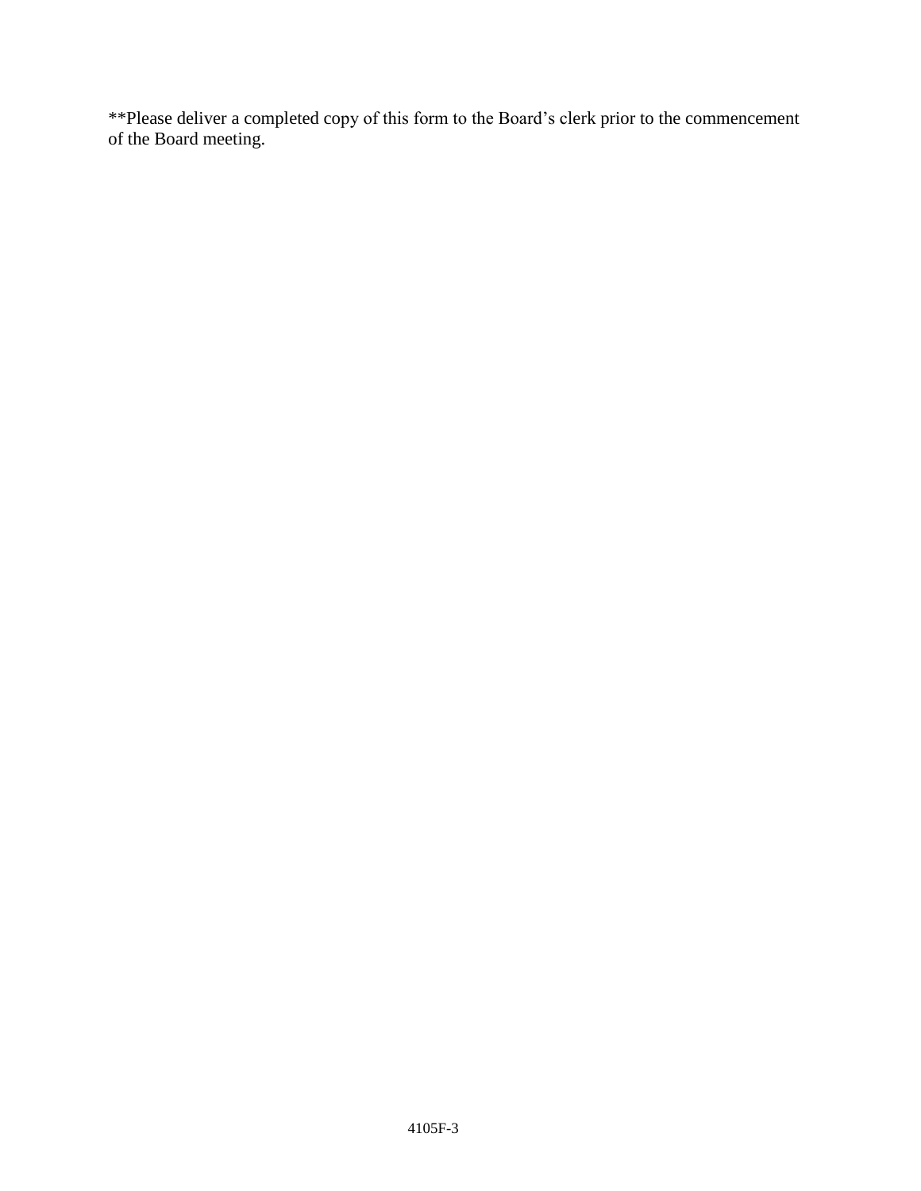**Please deliver a completed copy of this form to the Board's clerk prior to the commencement of the Board meeting.